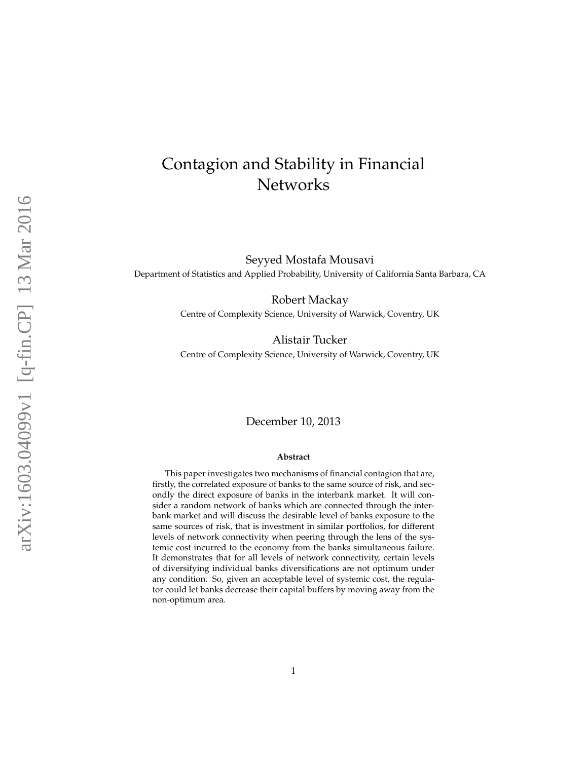# Contagion and Stability in Financial Networks

Seyyed Mostafa Mousavi

Department of Statistics and Applied Probability, University of California Santa Barbara, CA

Robert Mackay

Centre of Complexity Science, University of Warwick, Coventry, UK

Alistair Tucker

Centre of Complexity Science, University of Warwick, Coventry, UK

December 10, 2013

**Abstract**

This paper investigates two mechanisms of financial contagion that are, firstly, the correlated exposure of banks to the same source of risk, and secondly the direct exposure of banks in the interbank market. It will consider a random network of banks which are connected through the interbank market and will discuss the desirable level of banks exposure to the same sources of risk, that is investment in similar portfolios, for different levels of network connectivity when peering through the lens of the systemic cost incurred to the economy from the banks simultaneous failure. It demonstrates that for all levels of network connectivity, certain levels of diversifying individual banks diversifications are not optimum under any condition. So, given an acceptable level of systemic cost, the regulator could let banks decrease their capital buffers by moving away from the non-optimum area.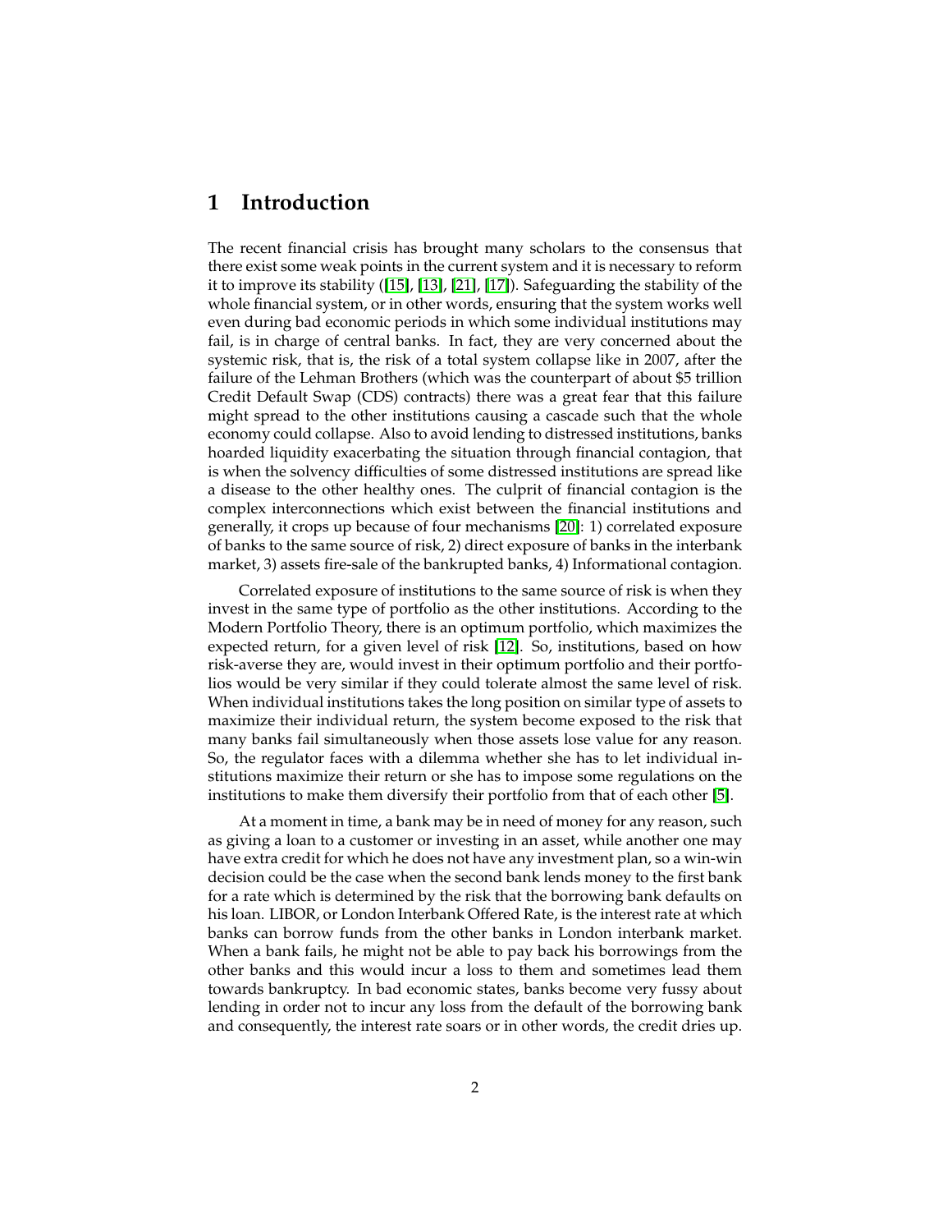# 1 Introduction

The recent financial crisis has brought many scholars to the consensus that there exist some weak points in the current system and it is necessary to reform it to improve its stability ([15], [13], [21], [17]). Safeguarding the stability of the whole financial system, or in other words, ensuring that the system works well even during bad economic periods in which some individual institutions may fail, is in charge of central banks. In fact, they are very concerned about the systemic risk, that is, the risk of a total system collapse like in 2007, after the failure of the Lehman Brothers (which was the counterpart of about $5 trillion Credit Default Swap (CDS) contracts) there was a great fear that this failure might spread to the other institutions causing a cascade such that the whole economy could collapse. Also to avoid lending to distressed institutions, banks hoarded liquidity exacerbating the situation through financial contagion, that is when the solvency difficulties of some distressed institutions are spread like a disease to the other healthy ones. The culprit of financial contagion is the complex interconnections which exist between the financial institutions and generally, it crops up because of four mechanisms [20]: 1) correlated exposure of banks to the same source of risk, 2) direct exposure of banks in the interbank market, 3) assets fire-sale of the bankrupted banks, 4) Informational contagion.

Correlated exposure of institutions to the same source of risk is when they invest in the same type of portfolio as the other institutions. According to the Modern Portfolio Theory, there is an optimum portfolio, which maximizes the expected return, for a given level of risk [12]. So, institutions, based on how risk-averse they are, would invest in their optimum portfolio and their portfolios would be very similar if they could tolerate almost the same level of risk. When individual institutions takes the long position on similar type of assets to maximize their individual return, the system become exposed to the risk that many banks fail simultaneously when those assets lose value for any reason. So, the regulator faces with a dilemma whether she has to let individual institutions maximize their return or she has to impose some regulations on the institutions to make them diversify their portfolio from that of each other [5].

At a moment in time, a bank may be in need of money for any reason, such as giving a loan to a customer or investing in an asset, while another one may have extra credit for which he does not have any investment plan, so a win-win decision could be the case when the second bank lends money to the first bank for a rate which is determined by the risk that the borrowing bank defaults on his loan. LIBOR, or London Interbank Offered Rate, is the interest rate at which banks can borrow funds from the other banks in London interbank market. When a bank fails, he might not be able to pay back his borrowings from the other banks and this would incur a loss to them and sometimes lead them towards bankruptcy. In bad economic states, banks become very fussy about lending in order not to incur any loss from the default of the borrowing bank and consequently, the interest rate soars or in other words, the credit dries up.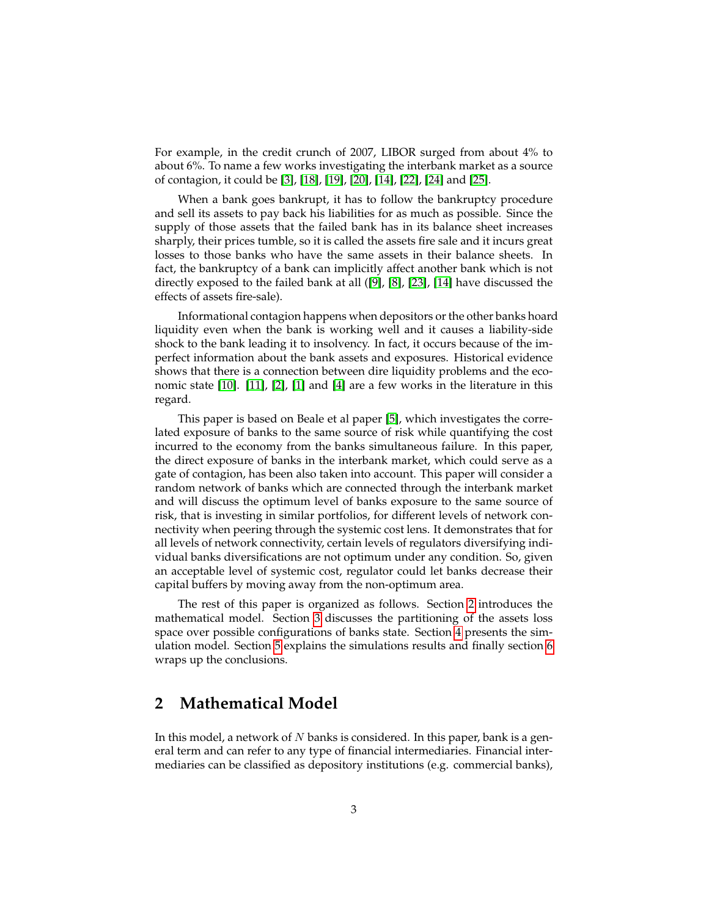For example, in the credit crunch of 2007, LIBOR surged from about 4% to about 6%. To name a few works investigating the interbank market as a source of contagion, it could be [3], [18], [19], [20], [14], [22], [24] and [25].

When a bank goes bankrupt, it has to follow the bankruptcy procedure and sell its assets to pay back his liabilities for as much as possible. Since the supply of those assets that the failed bank has in its balance sheet increases sharply, their prices tumble, so it is called the assets fire sale and it incurs great losses to those banks who have the same assets in their balance sheets. In fact, the bankruptcy of a bank can implicitly affect another bank which is not directly exposed to the failed bank at all ([9], [8], [23], [14] have discussed the effects of assets fire-sale).

Informational contagion happens when depositors or the other banks hoard liquidity even when the bank is working well and it causes a liability-side shock to the bank leading it to insolvency. In fact, it occurs because of the imperfect information about the bank assets and exposures. Historical evidence shows that there is a connection between dire liquidity problems and the economic state [10]. [11], [2], [1] and [4] are a few works in the literature in this regard.

This paper is based on Beale et al paper [5], which investigates the correlated exposure of banks to the same source of risk while quantifying the cost incurred to the economy from the banks simultaneous failure. In this paper, the direct exposure of banks in the interbank market, which could serve as a gate of contagion, has been also taken into account. This paper will consider a random network of banks which are connected through the interbank market and will discuss the optimum level of banks exposure to the same source of risk, that is investing in similar portfolios, for different levels of network connectivity when peering through the systemic cost lens. It demonstrates that for all levels of network connectivity, certain levels of regulators diversifying individual banks diversifications are not optimum under any condition. So, given an acceptable level of systemic cost, regulator could let banks decrease their capital buffers by moving away from the non-optimum area.

The rest of this paper is organized as follows. Section 2 introduces the mathematical model. Section 3 discusses the partitioning of the assets loss space over possible configurations of banks state. Section 4 presents the simulation model. Section 5 explains the simulations results and finally section 6 wraps up the conclusions.

## 2 Mathematical Model

In this model, a network of $N$ banks is considered. In this paper, bank is a general term and can refer to any type of financial intermediaries. Financial intermediaries can be classified as depository institutions (e.g. commercial banks),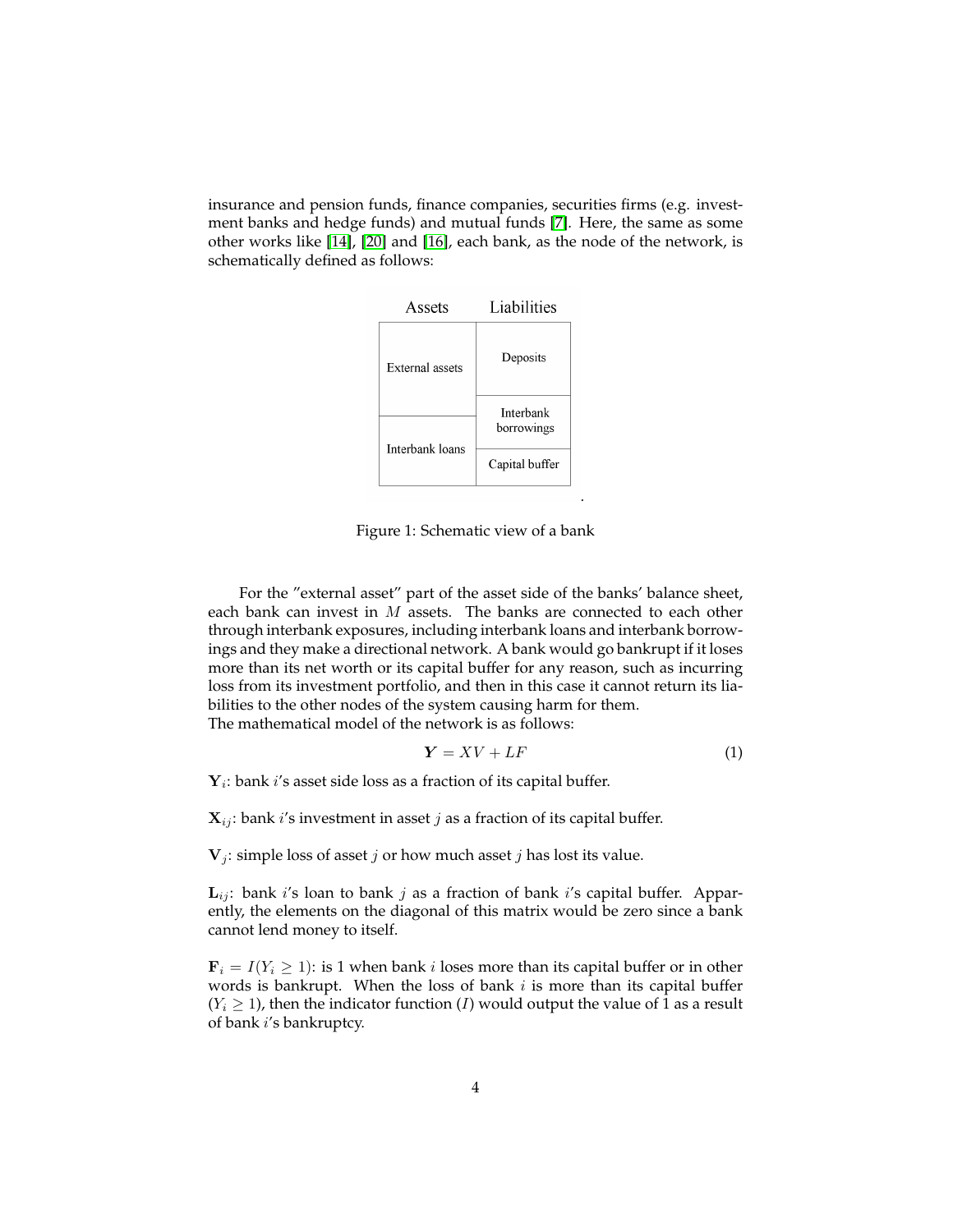insurance and pension funds, finance companies, securities firms (e.g. investment banks and hedge funds) and mutual funds [7]. Here, the same as some other works like [14], [20] and [16], each bank, as the node of the network, is schematically defined as follows:

| Assets | Liabilities |
| --- | --- |
| External assets | Deposits |
| | Interbank borrowings |
| Interbank loans | Capital buffer |

Figure 1: Schematic view of a bank

For the "external asset" part of the asset side of the banks' balance sheet, each bank can invest in $M$ assets. The banks are connected to each other through interbank exposures, including interbank loans and interbank borrowings and they make a directional network. A bank would go bankrupt if it loses more than its net worth or its capital buffer for any reason, such as incurring loss from its investment portfolio, and then in this case it cannot return its liabilities to the other nodes of the system causing harm for them.
The mathematical model of the network is as follows:

$$\boldsymbol{Y} = XV + LF \tag{1}$$

$\mathbf{Y}_i$: bank $i$'s asset side loss as a fraction of its capital buffer.

$\mathbf{X}_{ij}$: bank $i$'s investment in asset $j$ as a fraction of its capital buffer.

$\mathbf{V}_j$: simple loss of asset $j$ or how much asset $j$ has lost its value.

$\mathbf{L}_{ij}$: bank $i$'s loan to bank $j$ as a fraction of bank $i$'s capital buffer. Apparently, the elements on the diagonal of this matrix would be zero since a bank cannot lend money to itself.

$\mathbf{F}_i = I(Y_i \geq 1)$: is 1 when bank $i$ loses more than its capital buffer or in other words is bankrupt. When the loss of bank $i$ is more than its capital buffer ($Y_i \geq 1$), then the indicator function ($I$) would output the value of 1 as a result of bank $i$'s bankruptcy.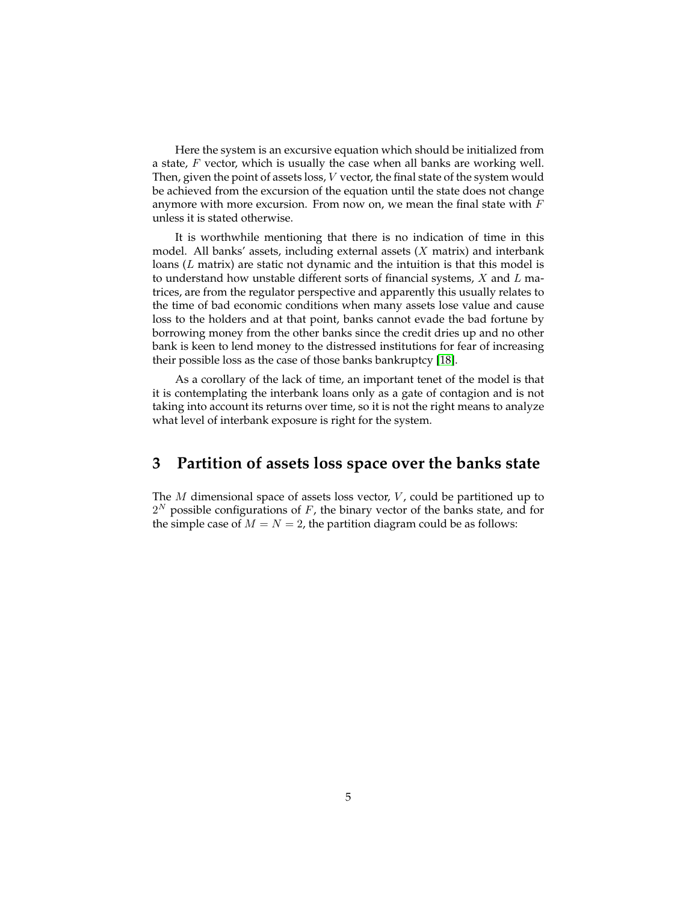Here the system is an excursive equation which should be initialized from a state, $F$ vector, which is usually the case when all banks are working well. Then, given the point of assets loss, $V$ vector, the final state of the system would be achieved from the excursion of the equation until the state does not change anymore with more excursion. From now on, we mean the final state with $F$ unless it is stated otherwise.

It is worthwhile mentioning that there is no indication of time in this model. All banks' assets, including external assets ($X$ matrix) and interbank loans ($L$ matrix) are static not dynamic and the intuition is that this model is to understand how unstable different sorts of financial systems, $X$ and $L$ matrices, are from the regulator perspective and apparently this usually relates to the time of bad economic conditions when many assets lose value and cause loss to the holders and at that point, banks cannot evade the bad fortune by borrowing money from the other banks since the credit dries up and no other bank is keen to lend money to the distressed institutions for fear of increasing their possible loss as the case of those banks bankruptcy [18].

As a corollary of the lack of time, an important tenet of the model is that it is contemplating the interbank loans only as a gate of contagion and is not taking into account its returns over time, so it is not the right means to analyze what level of interbank exposure is right for the system.

## 3 Partition of assets loss space over the banks state

The $M$ dimensional space of assets loss vector, $V$, could be partitioned up to $2^N$ possible configurations of $F$, the binary vector of the banks state, and for the simple case of $M = N = 2$, the partition diagram could be as follows: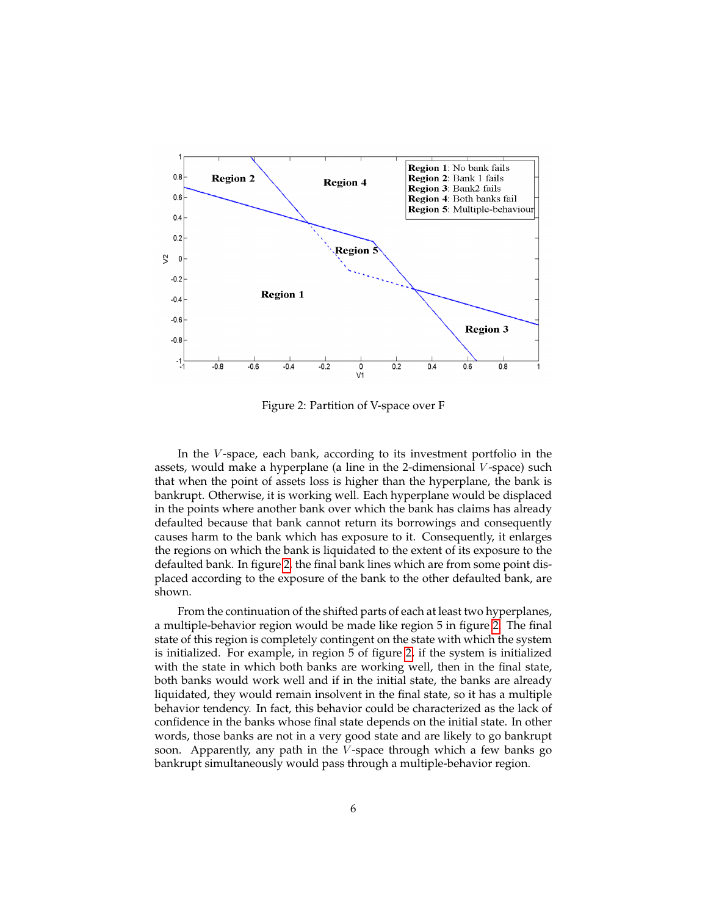Figure 2: Partition of V-space over F

In the $V$-space, each bank, according to its investment portfolio in the assets, would make a hyperplane (a line in the 2-dimensional $V$-space) such that when the point of assets loss is higher than the hyperplane, the bank is bankrupt. Otherwise, it is working well. Each hyperplane would be displaced in the points where another bank over which the bank has claims has already defaulted because that bank cannot return its borrowings and consequently causes harm to the bank which has exposure to it. Consequently, it enlarges the regions on which the bank is liquidated to the extent of its exposure to the defaulted bank. In figure 2, the final bank lines which are from some point displaced according to the exposure of the bank to the other defaulted bank, are shown.

From the continuation of the shifted parts of each at least two hyperplanes, a multiple-behavior region would be made like region 5 in figure 2. The final state of this region is completely contingent on the state with which the system is initialized. For example, in region 5 of figure 2, if the system is initialized with the state in which both banks are working well, then in the final state, both banks would work well and if in the initial state, the banks are already liquidated, they would remain insolvent in the final state, so it has a multiple behavior tendency. In fact, this behavior could be characterized as the lack of confidence in the banks whose final state depends on the initial state. In other words, those banks are not in a very good state and are likely to go bankrupt soon. Apparently, any path in the $V$-space through which a few banks go bankrupt simultaneously would pass through a multiple-behavior region.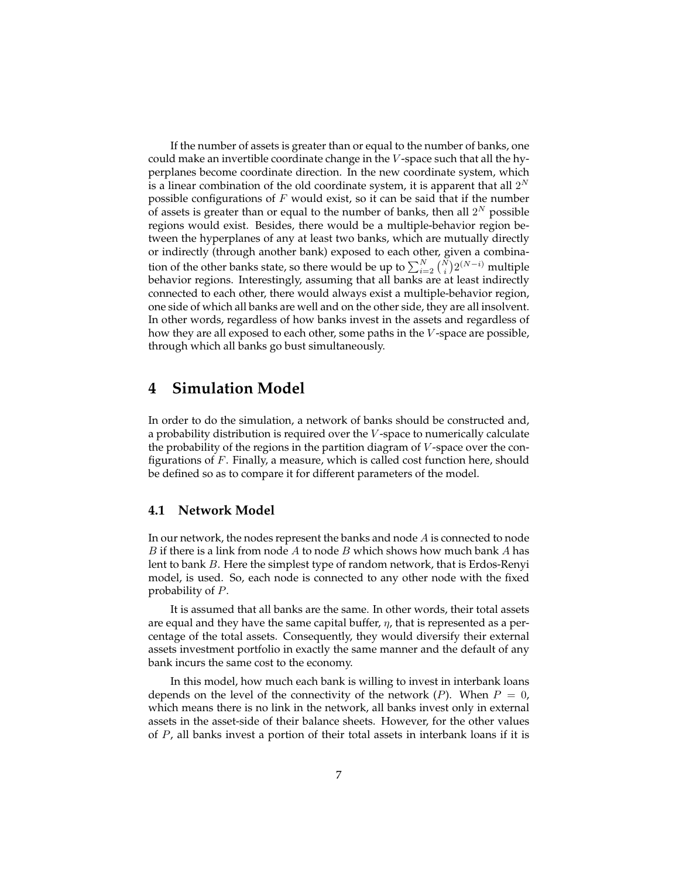If the number of assets is greater than or equal to the number of banks, one could make an invertible coordinate change in the $V$-space such that all the hyperplanes become coordinate direction. In the new coordinate system, which is a linear combination of the old coordinate system, it is apparent that all $2^N$ possible configurations of $F$ would exist, so it can be said that if the number of assets is greater than or equal to the number of banks, then all $2^N$ possible regions would exist. Besides, there would be a multiple-behavior region between the hyperplanes of any at least two banks, which are mutually directly or indirectly (through another bank) exposed to each other, given a combination of the other banks state, so there would be up to $\sum_{i=2}^{N} \binom{N}{i} 2^{(N-i)}$ multiple behavior regions. Interestingly, assuming that all banks are at least indirectly connected to each other, there would always exist a multiple-behavior region, one side of which all banks are well and on the other side, they are all insolvent. In other words, regardless of how banks invest in the assets and regardless of how they are all exposed to each other, some paths in the $V$-space are possible, through which all banks go bust simultaneously.

# 4 Simulation Model

In order to do the simulation, a network of banks should be constructed and, a probability distribution is required over the $V$-space to numerically calculate the probability of the regions in the partition diagram of $V$-space over the configurations of $F$. Finally, a measure, which is called cost function here, should be defined so as to compare it for different parameters of the model.

## 4.1 Network Model

In our network, the nodes represent the banks and node $A$ is connected to node $B$ if there is a link from node $A$ to node $B$ which shows how much bank $A$ has lent to bank $B$. Here the simplest type of random network, that is Erdos-Renyi model, is used. So, each node is connected to any other node with the fixed probability of $P$.

It is assumed that all banks are the same. In other words, their total assets are equal and they have the same capital buffer, $\eta$, that is represented as a percentage of the total assets. Consequently, they would diversify their external assets investment portfolio in exactly the same manner and the default of any bank incurs the same cost to the economy.

In this model, how much each bank is willing to invest in interbank loans depends on the level of the connectivity of the network ($P$). When $P = 0$, which means there is no link in the network, all banks invest only in external assets in the asset-side of their balance sheets. However, for the other values of $P$, all banks invest a portion of their total assets in interbank loans if it is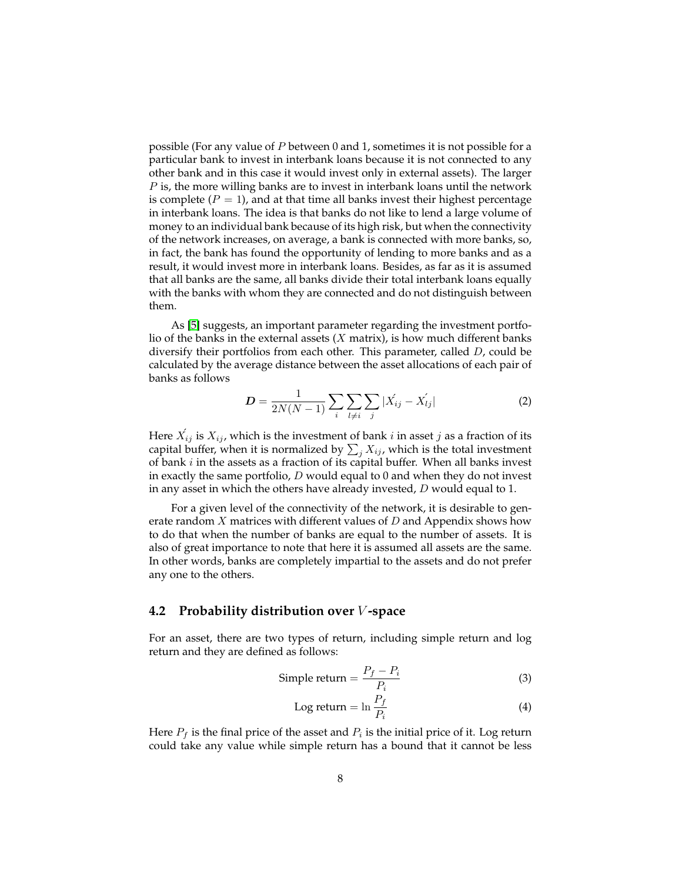possible (For any value of $P$ between 0 and 1, sometimes it is not possible for a particular bank to invest in interbank loans because it is not connected to any other bank and in this case it would invest only in external assets). The larger $P$ is, the more willing banks are to invest in interbank loans until the network is complete ($P = 1$), and at that time all banks invest their highest percentage in interbank loans. The idea is that banks do not like to lend a large volume of money to an individual bank because of its high risk, but when the connectivity of the network increases, on average, a bank is connected with more banks, so, in fact, the bank has found the opportunity of lending to more banks and as a result, it would invest more in interbank loans. Besides, as far as it is assumed that all banks are the same, all banks divide their total interbank loans equally with the banks with whom they are connected and do not distinguish between them.

As [5] suggests, an important parameter regarding the investment portfolio of the banks in the external assets ($X$ matrix), is how much different banks diversify their portfolios from each other. This parameter, called $D$, could be calculated by the average distance between the asset allocations of each pair of banks as follows

$$\boldsymbol{D} = \frac{1}{2N(N-1)} \sum_{i} \sum_{l \neq i} \sum_{j} |X'_{ij} - X'_{lj}| \tag{2}$$

Here $X'_{ij}$ is $X_{ij}$, which is the investment of bank $i$ in asset $j$ as a fraction of its capital buffer, when it is normalized by $\sum_j X_{ij}$, which is the total investment of bank $i$ in the assets as a fraction of its capital buffer. When all banks invest in exactly the same portfolio, $D$ would equal to 0 and when they do not invest in any asset in which the others have already invested, $D$ would equal to 1.

For a given level of the connectivity of the network, it is desirable to generate random $X$ matrices with different values of $D$ and Appendix shows how to do that when the number of banks are equal to the number of assets. It is also of great importance to note that here it is assumed all assets are the same. In other words, banks are completely impartial to the assets and do not prefer any one to the others.

## 4.2 Probability distribution over $V$-space

For an asset, there are two types of return, including simple return and log return and they are defined as follows:

$$\text{Simple return} = \frac{P_f - P_i}{P_i} \tag{3}$$

$$\text{Log return} = \ln \frac{P_f}{P_i} \tag{4}$$

Here $P_f$ is the final price of the asset and $P_i$ is the initial price of it. Log return could take any value while simple return has a bound that it cannot be less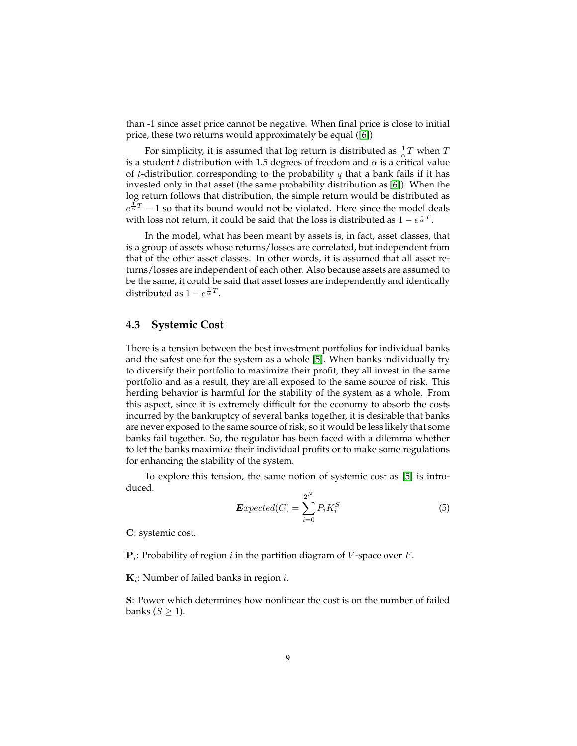than -1 since asset price cannot be negative. When final price is close to initial price, these two returns would approximately be equal ([6])

For simplicity, it is assumed that log return is distributed as $\frac{1}{\alpha}T$ when $T$ is a student $t$ distribution with 1.5 degrees of freedom and $\alpha$ is a critical value of $t$-distribution corresponding to the probability $q$ that a bank fails if it has invested only in that asset (the same probability distribution as [6]). When the log return follows that distribution, the simple return would be distributed as $e^{\frac{1}{\alpha}T} - 1$ so that its bound would not be violated. Here since the model deals with loss not return, it could be said that the loss is distributed as $1 - e^{\frac{1}{\alpha}T}$.

In the model, what has been meant by assets is, in fact, asset classes, that is a group of assets whose returns/losses are correlated, but independent from that of the other asset classes. In other words, it is assumed that all asset returns/losses are independent of each other. Also because assets are assumed to be the same, it could be said that asset losses are independently and identically distributed as $1 - e^{\frac{1}{\alpha}T}$.

### 4.3 Systemic Cost

There is a tension between the best investment portfolios for individual banks and the safest one for the system as a whole [5]. When banks individually try to diversify their portfolio to maximize their profit, they all invest in the same portfolio and as a result, they are all exposed to the same source of risk. This herding behavior is harmful for the stability of the system as a whole. From this aspect, since it is extremely difficult for the economy to absorb the costs incurred by the bankruptcy of several banks together, it is desirable that banks are never exposed to the same source of risk, so it would be less likely that some banks fail together. So, the regulator has been faced with a dilemma whether to let the banks maximize their individual profits or to make some regulations for enhancing the stability of the system.

To explore this tension, the same notion of systemic cost as [5] is introduced.

$$\boldsymbol{E}xpected(C) = \sum_{i=0}^{2^N} P_i K_i^S \tag{5}$$

**C**: systemic cost.

$\mathbf{P}_i$: Probability of region $i$ in the partition diagram of $V$-space over $F$.

$\mathbf{K}_i$: Number of failed banks in region $i$.

**S**: Power which determines how nonlinear the cost is on the number of failed banks ($S \geq 1$).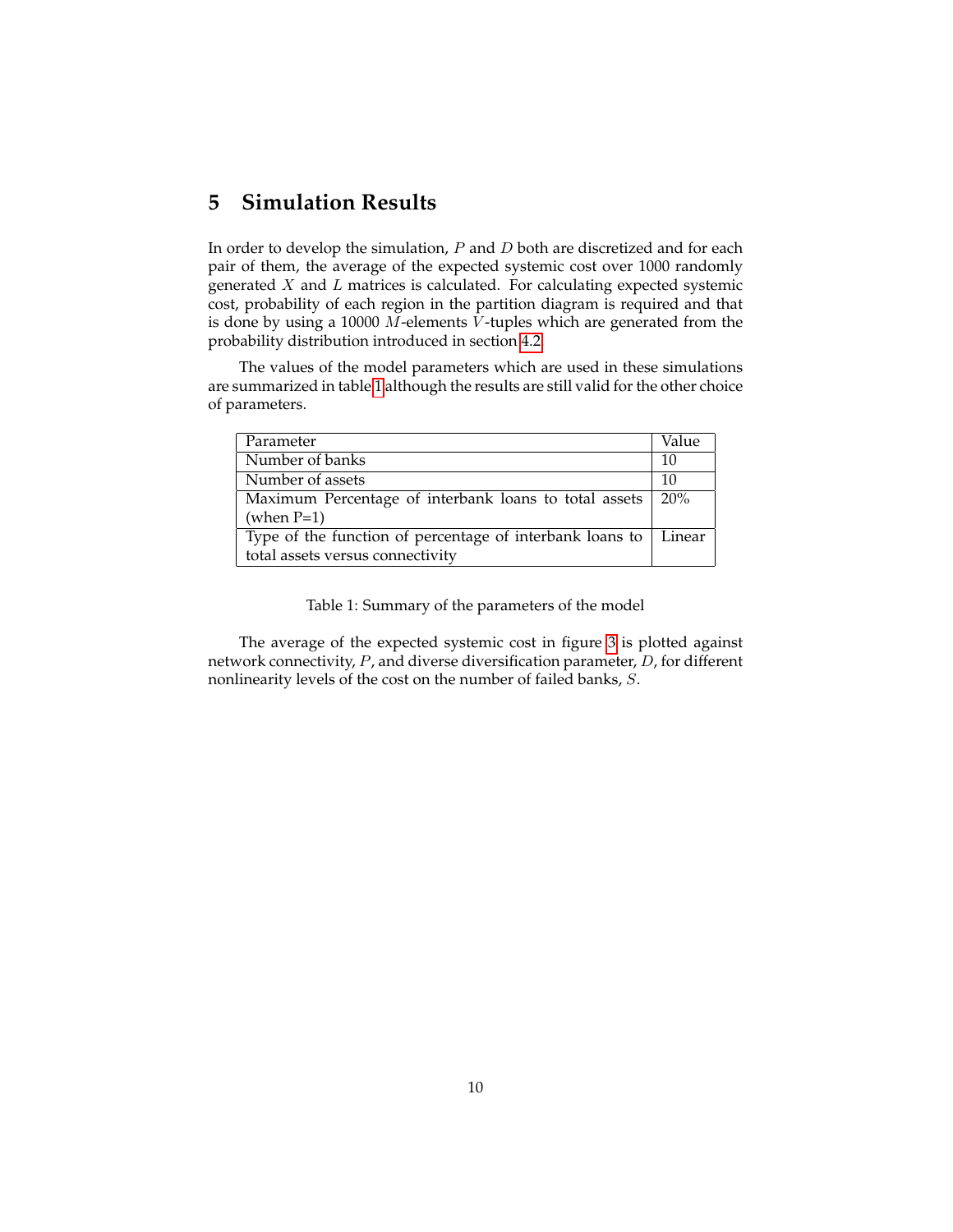## 5 Simulation Results

In order to develop the simulation, $P$ and $D$ both are discretized and for each pair of them, the average of the expected systemic cost over 1000 randomly generated $X$ and $L$ matrices is calculated. For calculating expected systemic cost, probability of each region in the partition diagram is required and that is done by using a 10000 $M$-elements $V$-tuples which are generated from the probability distribution introduced in section 4.2.

The values of the model parameters which are used in these simulations are summarized in table 1 although the results are still valid for the other choice of parameters.

| Parameter | Value |
|---|---|
| Number of banks | 10 |
| Number of assets | 10 |
| Maximum Percentage of interbank loans to total assets (when P=1) | 20% |
| Type of the function of percentage of interbank loans to total assets versus connectivity | Linear |

Table 1: Summary of the parameters of the model

The average of the expected systemic cost in figure 3 is plotted against network connectivity, $P$, and diverse diversification parameter, $D$, for different nonlinearity levels of the cost on the number of failed banks, $S$.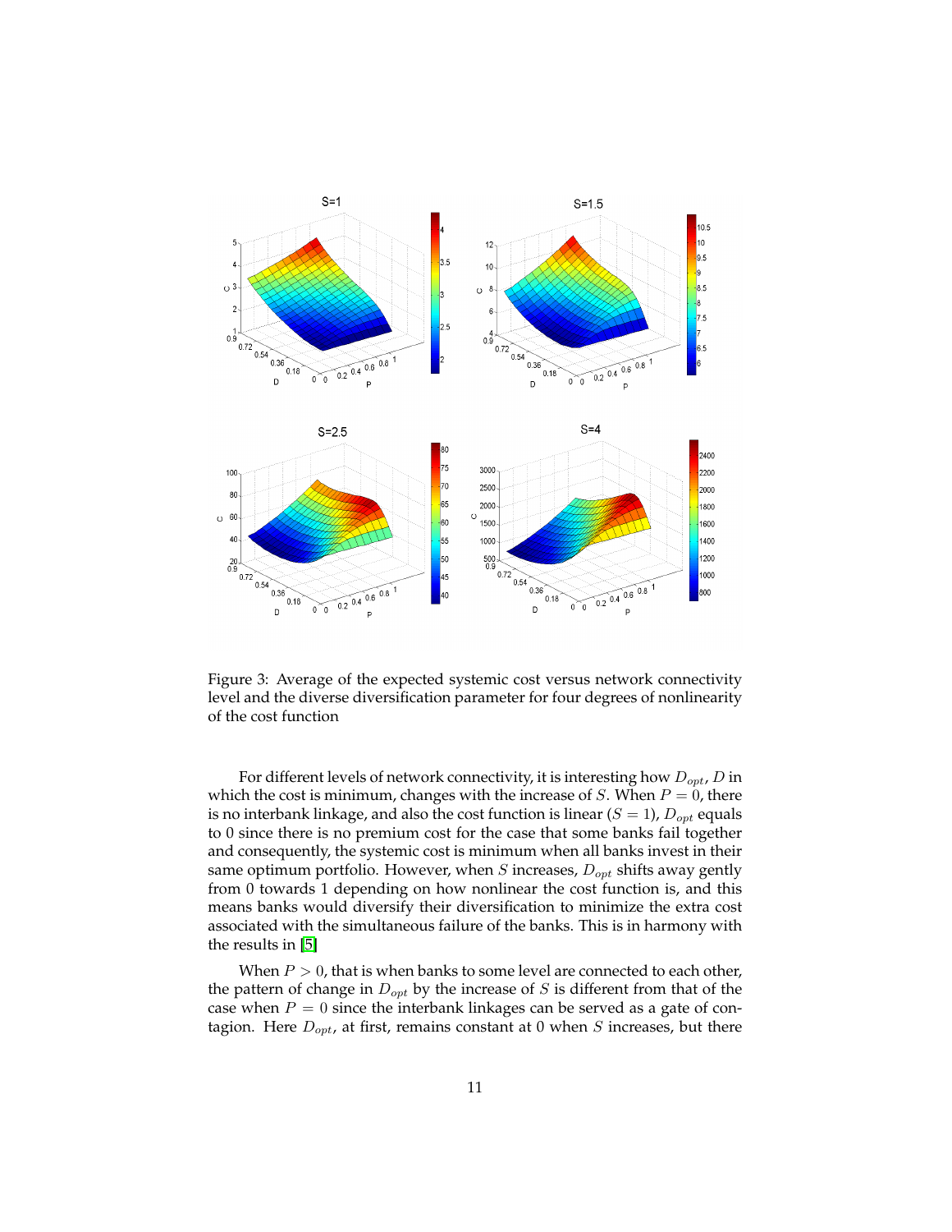Figure 3: Average of the expected systemic cost versus network connectivity level and the diverse diversification parameter for four degrees of nonlinearity of the cost function

For different levels of network connectivity, it is interesting how $D_{opt}$, $D$ in which the cost is minimum, changes with the increase of $S$. When $P = 0$, there is no interbank linkage, and also the cost function is linear ($S = 1$), $D_{opt}$ equals to 0 since there is no premium cost for the case that some banks fail together and consequently, the systemic cost is minimum when all banks invest in their same optimum portfolio. However, when $S$ increases, $D_{opt}$ shifts away gently from 0 towards 1 depending on how nonlinear the cost function is, and this means banks would diversify their diversification to minimize the extra cost associated with the simultaneous failure of the banks. This is in harmony with the results in [5]

When $P > 0$, that is when banks to some level are connected to each other, the pattern of change in $D_{opt}$ by the increase of $S$ is different from that of the case when $P = 0$ since the interbank linkages can be served as a gate of contagion. Here $D_{opt}$, at first, remains constant at 0 when $S$ increases, but there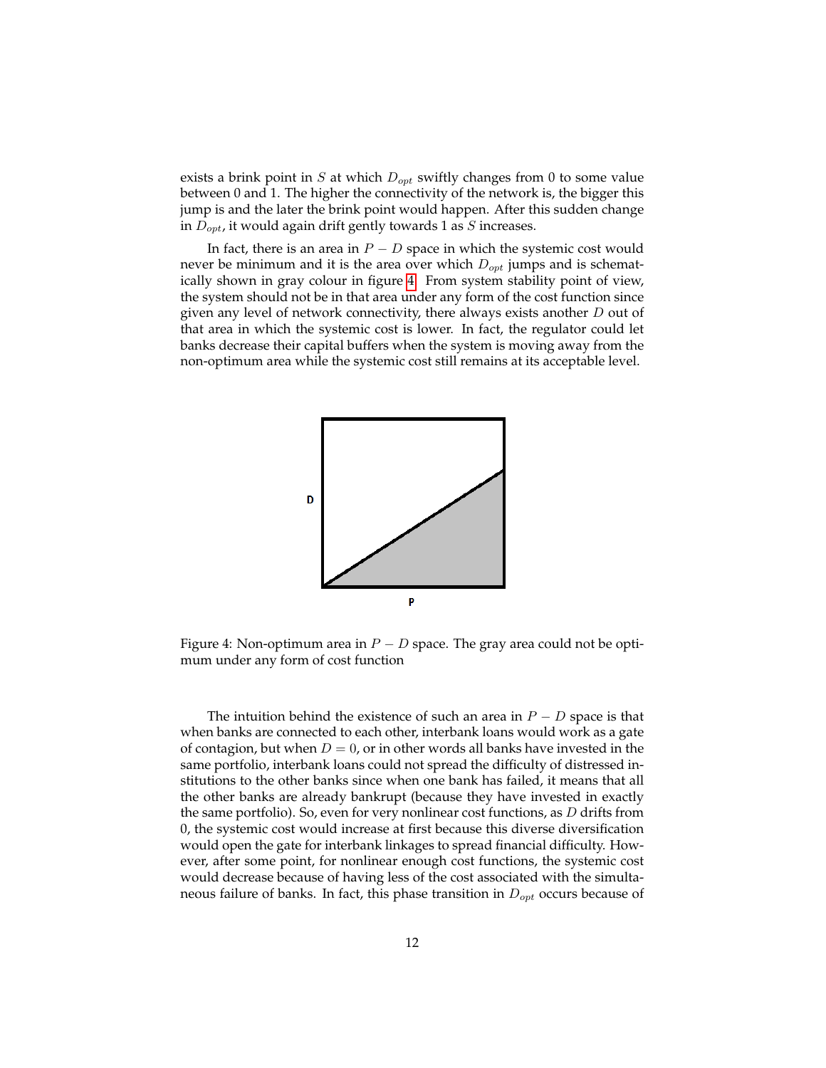exists a brink point in $S$ at which $D_{opt}$ swiftly changes from 0 to some value between 0 and 1. The higher the connectivity of the network is, the bigger this jump is and the later the brink point would happen. After this sudden change in $D_{opt}$, it would again drift gently towards 1 as $S$ increases.

In fact, there is an area in $P - D$ space in which the systemic cost would never be minimum and it is the area over which $D_{opt}$ jumps and is schematically shown in gray colour in figure 4. From system stability point of view, the system should not be in that area under any form of the cost function since given any level of network connectivity, there always exists another $D$ out of that area in which the systemic cost is lower. In fact, the regulator could let banks decrease their capital buffers when the system is moving away from the non-optimum area while the systemic cost still remains at its acceptable level.

Figure 4: Non-optimum area in $P - D$ space. The gray area could not be optimum under any form of cost function

The intuition behind the existence of such an area in $P - D$ space is that when banks are connected to each other, interbank loans would work as a gate of contagion, but when $D = 0$, or in other words all banks have invested in the same portfolio, interbank loans could not spread the difficulty of distressed institutions to the other banks since when one bank has failed, it means that all the other banks are already bankrupt (because they have invested in exactly the same portfolio). So, even for very nonlinear cost functions, as $D$ drifts from $0$, the systemic cost would increase at first because this diverse diversification would open the gate for interbank linkages to spread financial difficulty. However, after some point, for nonlinear enough cost functions, the systemic cost would decrease because of having less of the cost associated with the simultaneous failure of banks. In fact, this phase transition in $D_{opt}$ occurs because of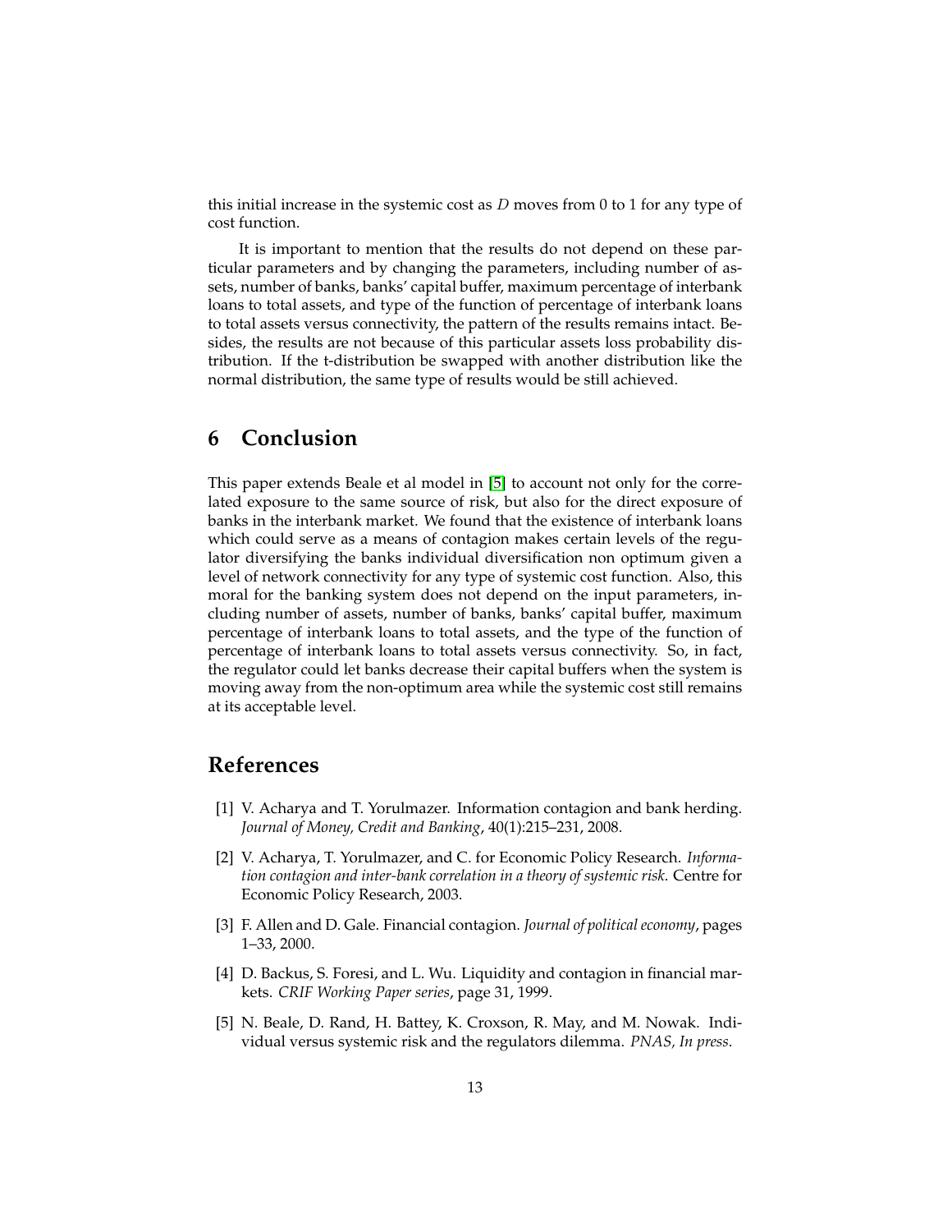this initial increase in the systemic cost as $D$ moves from 0 to 1 for any type of cost function.

It is important to mention that the results do not depend on these particular parameters and by changing the parameters, including number of assets, number of banks, banks' capital buffer, maximum percentage of interbank loans to total assets, and type of the function of percentage of interbank loans to total assets versus connectivity, the pattern of the results remains intact. Besides, the results are not because of this particular assets loss probability distribution. If the t-distribution be swapped with another distribution like the normal distribution, the same type of results would be still achieved.

# 6 Conclusion

This paper extends Beale et al model in [5] to account not only for the correlated exposure to the same source of risk, but also for the direct exposure of banks in the interbank market. We found that the existence of interbank loans which could serve as a means of contagion makes certain levels of the regulator diversifying the banks individual diversification non optimum given a level of network connectivity for any type of systemic cost function. Also, this moral for the banking system does not depend on the input parameters, including number of assets, number of banks, banks' capital buffer, maximum percentage of interbank loans to total assets, and the type of the function of percentage of interbank loans to total assets versus connectivity. So, in fact, the regulator could let banks decrease their capital buffers when the system is moving away from the non-optimum area while the systemic cost still remains at its acceptable level.

# References

[1] V. Acharya and T. Yorulmazer. Information contagion and bank herding. *Journal of Money, Credit and Banking*, 40(1):215–231, 2008.

[2] V. Acharya, T. Yorulmazer, and C. for Economic Policy Research. *Information contagion and inter-bank correlation in a theory of systemic risk*. Centre for Economic Policy Research, 2003.

[3] F. Allen and D. Gale. Financial contagion. *Journal of political economy*, pages 1–33, 2000.

[4] D. Backus, S. Foresi, and L. Wu. Liquidity and contagion in financial markets. *CRIF Working Paper series*, page 31, 1999.

[5] N. Beale, D. Rand, H. Battey, K. Croxson, R. May, and M. Nowak. Individual versus systemic risk and the regulators dilemma. *PNAS, In press*.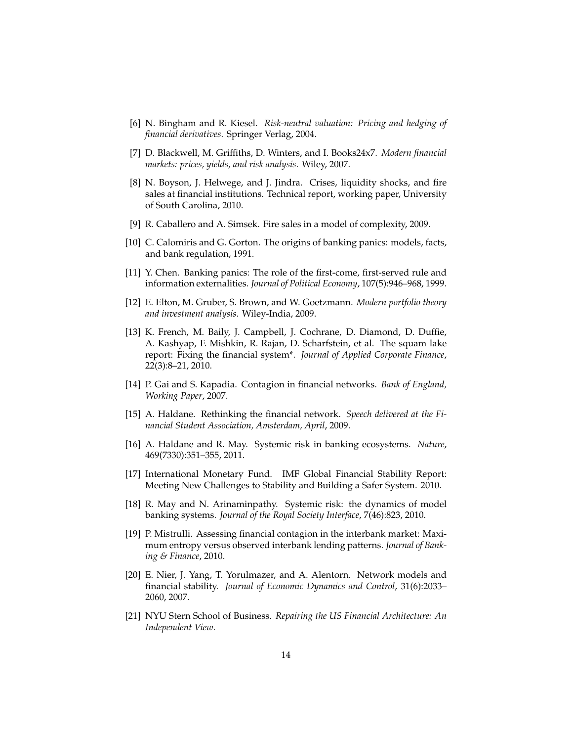[6] N. Bingham and R. Kiesel. *Risk-neutral valuation: Pricing and hedging of financial derivatives*. Springer Verlag, 2004.

[7] D. Blackwell, M. Griffiths, D. Winters, and I. Books24x7. *Modern financial markets: prices, yields, and risk analysis*. Wiley, 2007.

[8] N. Boyson, J. Helwege, and J. Jindra. Crises, liquidity shocks, and fire sales at financial institutions. Technical report, working paper, University of South Carolina, 2010.

[9] R. Caballero and A. Simsek. Fire sales in a model of complexity, 2009.

[10] C. Calomiris and G. Gorton. The origins of banking panics: models, facts, and bank regulation, 1991.

[11] Y. Chen. Banking panics: The role of the first-come, first-served rule and information externalities. *Journal of Political Economy*, 107(5):946–968, 1999.

[12] E. Elton, M. Gruber, S. Brown, and W. Goetzmann. *Modern portfolio theory and investment analysis*. Wiley-India, 2009.

[13] K. French, M. Baily, J. Campbell, J. Cochrane, D. Diamond, D. Duffie, A. Kashyap, F. Mishkin, R. Rajan, D. Scharfstein, et al. The squam lake report: Fixing the financial system*. *Journal of Applied Corporate Finance*, 22(3):8–21, 2010.

[14] P. Gai and S. Kapadia. Contagion in financial networks. *Bank of England, Working Paper*, 2007.

[15] A. Haldane. Rethinking the financial network. *Speech delivered at the Financial Student Association, Amsterdam, April*, 2009.

[16] A. Haldane and R. May. Systemic risk in banking ecosystems. *Nature*, 469(7330):351–355, 2011.

[17] International Monetary Fund. IMF Global Financial Stability Report: Meeting New Challenges to Stability and Building a Safer System. 2010.

[18] R. May and N. Arinaminpathy. Systemic risk: the dynamics of model banking systems. *Journal of the Royal Society Interface*, 7(46):823, 2010.

[19] P. Mistrulli. Assessing financial contagion in the interbank market: Maximum entropy versus observed interbank lending patterns. *Journal of Banking & Finance*, 2010.

[20] E. Nier, J. Yang, T. Yorulmazer, and A. Alentorn. Network models and financial stability. *Journal of Economic Dynamics and Control*, 31(6):2033–2060, 2007.

[21] NYU Stern School of Business. *Repairing the US Financial Architecture: An Independent View*.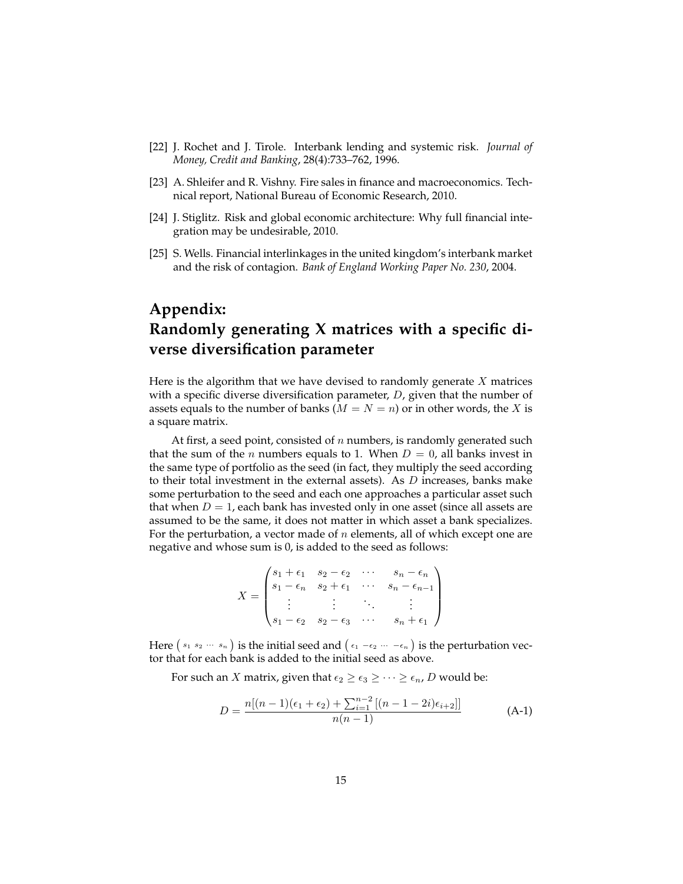[22] J. Rochet and J. Tirole. Interbank lending and systemic risk. *Journal of Money, Credit and Banking*, 28(4):733–762, 1996.

[23] A. Shleifer and R. Vishny. Fire sales in finance and macroeconomics. Technical report, National Bureau of Economic Research, 2010.

[24] J. Stiglitz. Risk and global economic architecture: Why full financial integration may be undesirable, 2010.

[25] S. Wells. Financial interlinkages in the united kingdom's interbank market and the risk of contagion. *Bank of England Working Paper No. 230*, 2004.

# Appendix: Randomly generating X matrices with a specific diverse diversification parameter

Here is the algorithm that we have devised to randomly generate $X$ matrices with a specific diverse diversification parameter, $D$, given that the number of assets equals to the number of banks ($M = N = n$) or in other words, the $X$ is a square matrix.

At first, a seed point, consisted of $n$ numbers, is randomly generated such that the sum of the $n$ numbers equals to 1. When $D = 0$, all banks invest in the same type of portfolio as the seed (in fact, they multiply the seed according to their total investment in the external assets). As $D$ increases, banks make some perturbation to the seed and each one approaches a particular asset such that when $D = 1$, each bank has invested only in one asset (since all assets are assumed to be the same, it does not matter in which asset a bank specializes. For the perturbation, a vector made of $n$ elements, all of which except one are negative and whose sum is 0, is added to the seed as follows:

$$X = \begin{pmatrix} s_1 + \epsilon_1 & s_2 - \epsilon_2 & \cdots & s_n - \epsilon_n \\ s_1 - \epsilon_n & s_2 + \epsilon_1 & \cdots & s_n - \epsilon_{n-1} \\ \vdots & \vdots & \ddots & \vdots \\ s_1 - \epsilon_2 & s_2 - \epsilon_3 & \cdots & s_n + \epsilon_1 \end{pmatrix}$$

Here $\begin{pmatrix} s_1 & s_2 & \cdots & s_n \end{pmatrix}$ is the initial seed and $\begin{pmatrix} \epsilon_1 & -\epsilon_2 & \cdots & -\epsilon_n \end{pmatrix}$ is the perturbation vector that for each bank is added to the initial seed as above.

For such an $X$ matrix, given that $\epsilon_2 \geq \epsilon_3 \geq \cdots \geq \epsilon_n$, $D$ would be:

$$D = \frac{n[(n-1)(\epsilon_1 + \epsilon_2) + \sum_{i=1}^{n-2} [(n-1-2i)\epsilon_{i+2}]]}{n(n-1)} \tag{A-1}$$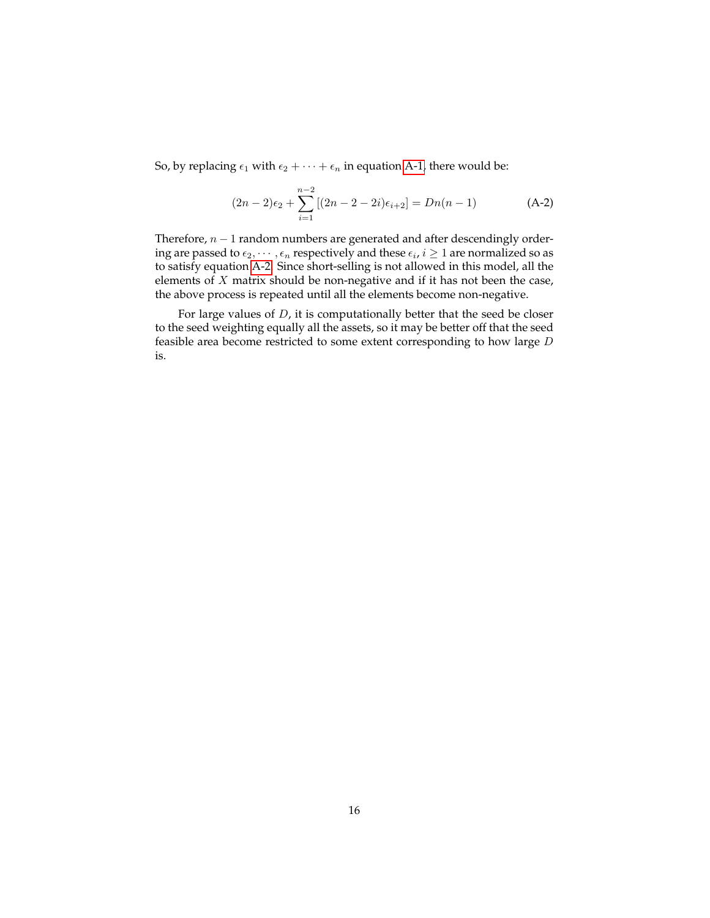So, by replacing $\epsilon_1$ with $\epsilon_2 + \cdots + \epsilon_n$ in equation A-1, there would be:

$$(2n-2)\epsilon_2 + \sum_{i=1}^{n-2} [(2n-2-2i)\epsilon_{i+2}] = Dn(n-1) \tag{A-2}$$

Therefore, $n-1$ random numbers are generated and after descendingly ordering are passed to $\epsilon_2, \cdots, \epsilon_n$ respectively and these $\epsilon_i$, $i \geq 1$ are normalized so as to satisfy equation A-2. Since short-selling is not allowed in this model, all the elements of $X$ matrix should be non-negative and if it has not been the case, the above process is repeated until all the elements become non-negative.

For large values of $D$, it is computationally better that the seed be closer to the seed weighting equally all the assets, so it may be better off that the seed feasible area become restricted to some extent corresponding to how large $D$ is.